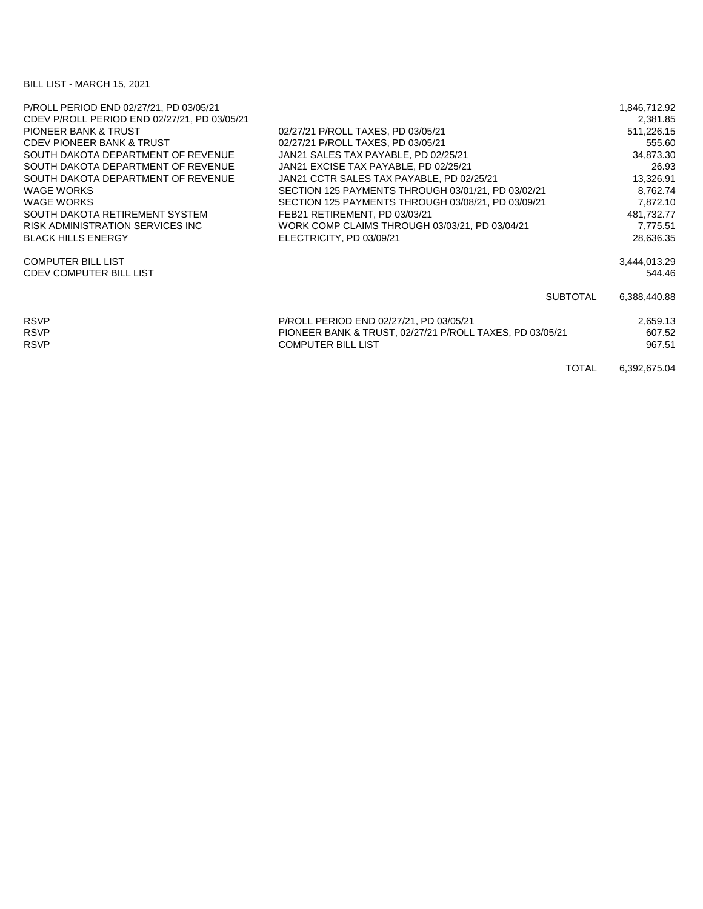BILL LIST - MARCH 15, 2021

| | | |
|---|---|---|
| P/ROLL PERIOD END 02/27/21, PD 03/05/21 | | 1,846,712.92 |
| CDEV P/ROLL PERIOD END 02/27/21, PD 03/05/21 | | 2,381.85 |
| PIONEER BANK & TRUST | 02/27/21 P/ROLL TAXES, PD 03/05/21 | 511,226.15 |
| CDEV PIONEER BANK & TRUST | 02/27/21 P/ROLL TAXES, PD 03/05/21 | 555.60 |
| SOUTH DAKOTA DEPARTMENT OF REVENUE | JAN21 SALES TAX PAYABLE, PD 02/25/21 | 34,873.30 |
| SOUTH DAKOTA DEPARTMENT OF REVENUE | JAN21 EXCISE TAX PAYABLE, PD 02/25/21 | 26.93 |
| SOUTH DAKOTA DEPARTMENT OF REVENUE | JAN21 CCTR SALES TAX PAYABLE, PD 02/25/21 | 13,326.91 |
| WAGE WORKS | SECTION 125 PAYMENTS THROUGH 03/01/21, PD 03/02/21 | 8,762.74 |
| WAGE WORKS | SECTION 125 PAYMENTS THROUGH 03/08/21, PD 03/09/21 | 7,872.10 |
| SOUTH DAKOTA RETIREMENT SYSTEM | FEB21 RETIREMENT, PD 03/03/21 | 481,732.77 |
| RISK ADMINISTRATION SERVICES INC | WORK COMP CLAIMS THROUGH 03/03/21, PD 03/04/21 | 7,775.51 |
| BLACK HILLS ENERGY | ELECTRICITY, PD 03/09/21 | 28,636.35 |
| COMPUTER BILL LIST | | 3,444,013.29 |
| CDEV COMPUTER BILL LIST | | 544.46 |
| | SUBTOTAL | 6,388,440.88 |
| RSVP | P/ROLL PERIOD END 02/27/21, PD 03/05/21 | 2,659.13 |
| RSVP | PIONEER BANK & TRUST, 02/27/21 P/ROLL TAXES, PD 03/05/21 | 607.52 |
| RSVP | COMPUTER BILL LIST | 967.51 |
| | TOTAL | 6,392,675.04 |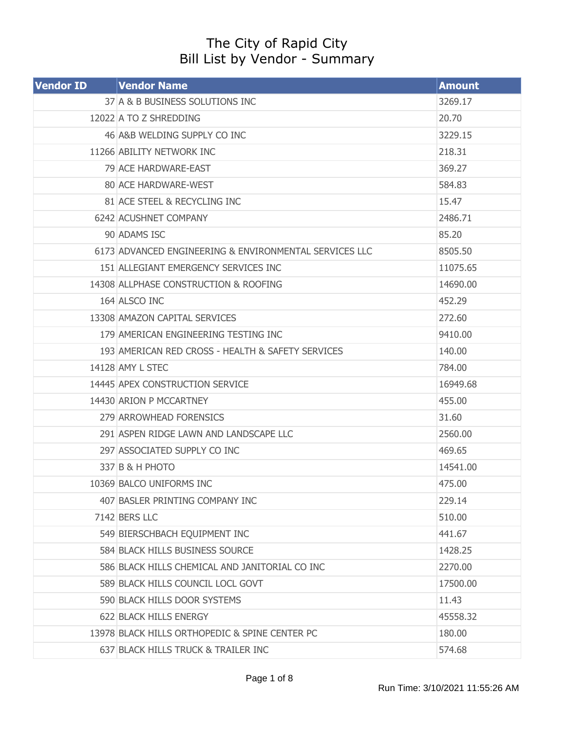# The City of Rapid City
## Bill List by Vendor - Summary

| Vendor ID | Vendor Name | Amount |
|---|---|---|
| 37 | A & B BUSINESS SOLUTIONS INC | 3269.17 |
| 12022 | A TO Z SHREDDING | 20.70 |
| 46 | A&B WELDING SUPPLY CO INC | 3229.15 |
| 11266 | ABILITY NETWORK INC | 218.31 |
| 79 | ACE HARDWARE-EAST | 369.27 |
| 80 | ACE HARDWARE-WEST | 584.83 |
| 81 | ACE STEEL & RECYCLING INC | 15.47 |
| 6242 | ACUSHNET COMPANY | 2486.71 |
| 90 | ADAMS ISC | 85.20 |
| 6173 | ADVANCED ENGINEERING & ENVIRONMENTAL SERVICES LLC | 8505.50 |
| 151 | ALLEGIANT EMERGENCY SERVICES INC | 11075.65 |
| 14308 | ALLPHASE CONSTRUCTION & ROOFING | 14690.00 |
| 164 | ALSCO INC | 452.29 |
| 13308 | AMAZON CAPITAL SERVICES | 272.60 |
| 179 | AMERICAN ENGINEERING TESTING INC | 9410.00 |
| 193 | AMERICAN RED CROSS - HEALTH & SAFETY SERVICES | 140.00 |
| 14128 | AMY L STEC | 784.00 |
| 14445 | APEX CONSTRUCTION SERVICE | 16949.68 |
| 14430 | ARION P MCCARTNEY | 455.00 |
| 279 | ARROWHEAD FORENSICS | 31.60 |
| 291 | ASPEN RIDGE LAWN AND LANDSCAPE LLC | 2560.00 |
| 297 | ASSOCIATED SUPPLY CO INC | 469.65 |
| 337 | B & H PHOTO | 14541.00 |
| 10369 | BALCO UNIFORMS INC | 475.00 |
| 407 | BASLER PRINTING COMPANY INC | 229.14 |
| 7142 | BERS LLC | 510.00 |
| 549 | BIERSCHBACH EQUIPMENT INC | 441.67 |
| 584 | BLACK HILLS BUSINESS SOURCE | 1428.25 |
| 586 | BLACK HILLS CHEMICAL AND JANITORIAL CO INC | 2270.00 |
| 589 | BLACK HILLS COUNCIL LOCL GOVT | 17500.00 |
| 590 | BLACK HILLS DOOR SYSTEMS | 11.43 |
| 622 | BLACK HILLS ENERGY | 45558.32 |
| 13978 | BLACK HILLS ORTHOPEDIC & SPINE CENTER PC | 180.00 |
| 637 | BLACK HILLS TRUCK & TRAILER INC | 574.68 |

Run Time: 3/10/2021 11:55:26 AM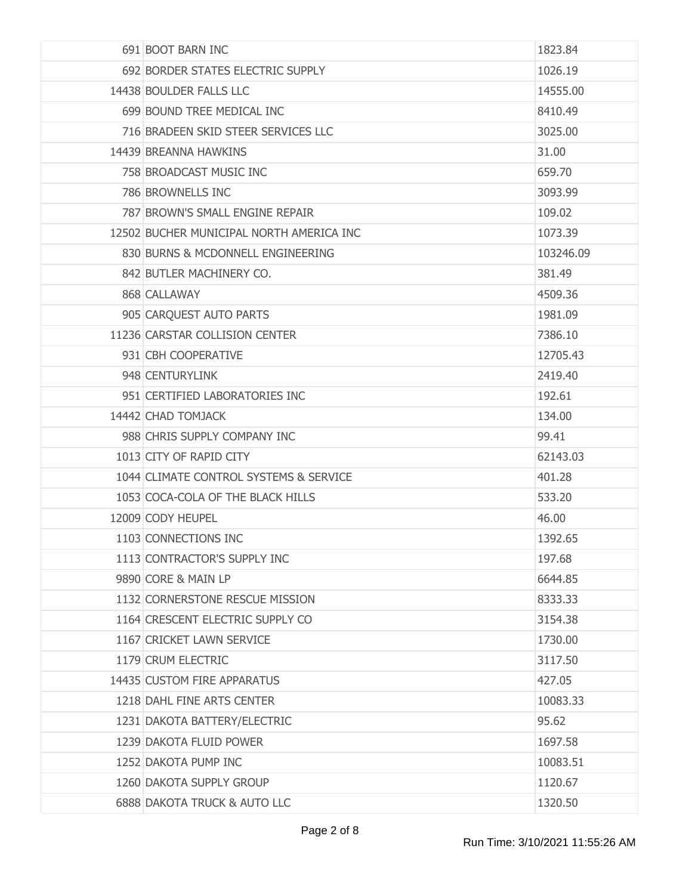| | | |
|---|---|---|
| | 691 BOOT BARN INC | 1823.84 |
| | 692 BORDER STATES ELECTRIC SUPPLY | 1026.19 |
| | 14438 BOULDER FALLS LLC | 14555.00 |
| | 699 BOUND TREE MEDICAL INC | 8410.49 |
| | 716 BRADEEN SKID STEER SERVICES LLC | 3025.00 |
| | 14439 BREANNA HAWKINS | 31.00 |
| | 758 BROADCAST MUSIC INC | 659.70 |
| | 786 BROWNELLS INC | 3093.99 |
| | 787 BROWN'S SMALL ENGINE REPAIR | 109.02 |
| | 12502 BUCHER MUNICIPAL NORTH AMERICA INC | 1073.39 |
| | 830 BURNS & MCDONNELL ENGINEERING | 103246.09 |
| | 842 BUTLER MACHINERY CO. | 381.49 |
| | 868 CALLAWAY | 4509.36 |
| | 905 CARQUEST AUTO PARTS | 1981.09 |
| | 11236 CARSTAR COLLISION CENTER | 7386.10 |
| | 931 CBH COOPERATIVE | 12705.43 |
| | 948 CENTURYLINK | 2419.40 |
| | 951 CERTIFIED LABORATORIES INC | 192.61 |
| | 14442 CHAD TOMJACK | 134.00 |
| | 988 CHRIS SUPPLY COMPANY INC | 99.41 |
| | 1013 CITY OF RAPID CITY | 62143.03 |
| | 1044 CLIMATE CONTROL SYSTEMS & SERVICE | 401.28 |
| | 1053 COCA-COLA OF THE BLACK HILLS | 533.20 |
| | 12009 CODY HEUPEL | 46.00 |
| | 1103 CONNECTIONS INC | 1392.65 |
| | 1113 CONTRACTOR'S SUPPLY INC | 197.68 |
| | 9890 CORE & MAIN LP | 6644.85 |
| | 1132 CORNERSTONE RESCUE MISSION | 8333.33 |
| | 1164 CRESCENT ELECTRIC SUPPLY CO | 3154.38 |
| | 1167 CRICKET LAWN SERVICE | 1730.00 |
| | 1179 CRUM ELECTRIC | 3117.50 |
| | 14435 CUSTOM FIRE APPARATUS | 427.05 |
| | 1218 DAHL FINE ARTS CENTER | 10083.33 |
| | 1231 DAKOTA BATTERY/ELECTRIC | 95.62 |
| | 1239 DAKOTA FLUID POWER | 1697.58 |
| | 1252 DAKOTA PUMP INC | 10083.51 |
| | 1260 DAKOTA SUPPLY GROUP | 1120.67 |
| | 6888 DAKOTA TRUCK & AUTO LLC | 1320.50 |

Run Time: 3/10/2021 11:55:26 AM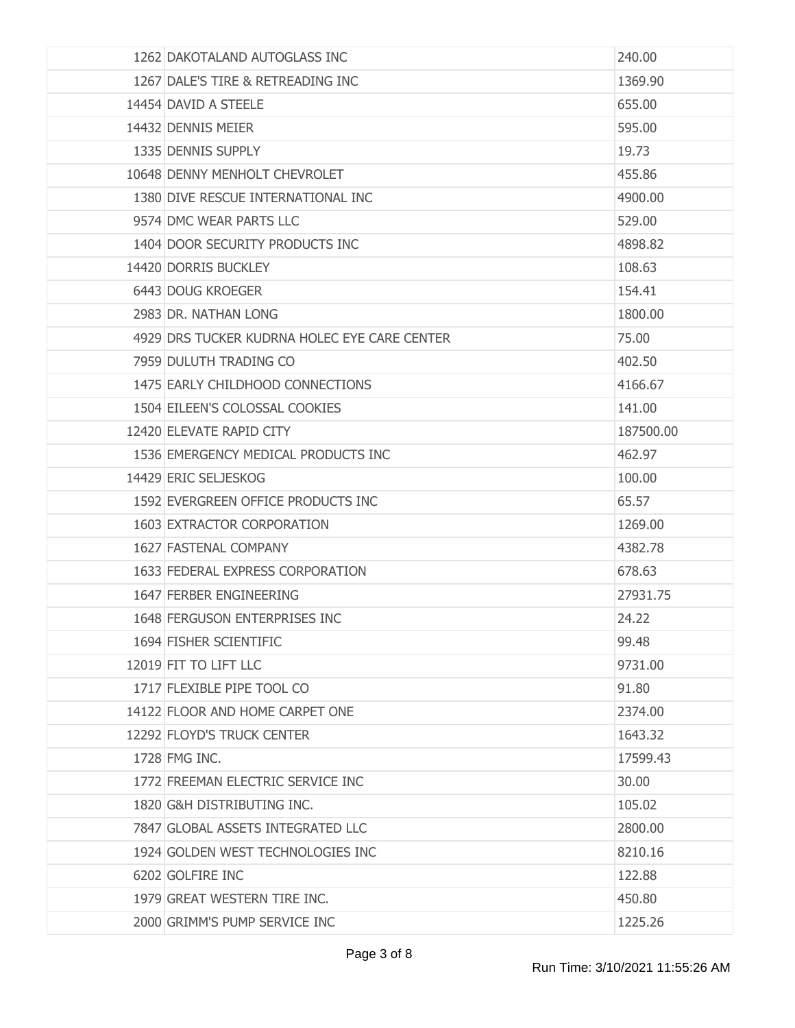| | | |
|---|---|---|
| 1262 | DAKOTALAND AUTOGLASS INC | 240.00 |
| 1267 | DALE'S TIRE & RETREADING INC | 1369.90 |
| 14454 | DAVID A STEELE | 655.00 |
| 14432 | DENNIS MEIER | 595.00 |
| 1335 | DENNIS SUPPLY | 19.73 |
| 10648 | DENNY MENHOLT CHEVROLET | 455.86 |
| 1380 | DIVE RESCUE INTERNATIONAL INC | 4900.00 |
| 9574 | DMC WEAR PARTS LLC | 529.00 |
| 1404 | DOOR SECURITY PRODUCTS INC | 4898.82 |
| 14420 | DORRIS BUCKLEY | 108.63 |
| 6443 | DOUG KROEGER | 154.41 |
| 2983 | DR. NATHAN LONG | 1800.00 |
| 4929 | DRS TUCKER KUDRNA HOLEC EYE CARE CENTER | 75.00 |
| 7959 | DULUTH TRADING CO | 402.50 |
| 1475 | EARLY CHILDHOOD CONNECTIONS | 4166.67 |
| 1504 | EILEEN'S COLOSSAL COOKIES | 141.00 |
| 12420 | ELEVATE RAPID CITY | 187500.00 |
| 1536 | EMERGENCY MEDICAL PRODUCTS INC | 462.97 |
| 14429 | ERIC SELJESKOG | 100.00 |
| 1592 | EVERGREEN OFFICE PRODUCTS INC | 65.57 |
| 1603 | EXTRACTOR CORPORATION | 1269.00 |
| 1627 | FASTENAL COMPANY | 4382.78 |
| 1633 | FEDERAL EXPRESS CORPORATION | 678.63 |
| 1647 | FERBER ENGINEERING | 27931.75 |
| 1648 | FERGUSON ENTERPRISES INC | 24.22 |
| 1694 | FISHER SCIENTIFIC | 99.48 |
| 12019 | FIT TO LIFT LLC | 9731.00 |
| 1717 | FLEXIBLE PIPE TOOL CO | 91.80 |
| 14122 | FLOOR AND HOME CARPET ONE | 2374.00 |
| 12292 | FLOYD'S TRUCK CENTER | 1643.32 |
| 1728 | FMG INC. | 17599.43 |
| 1772 | FREEMAN ELECTRIC SERVICE INC | 30.00 |
| 1820 | G&H DISTRIBUTING INC. | 105.02 |
| 7847 | GLOBAL ASSETS INTEGRATED LLC | 2800.00 |
| 1924 | GOLDEN WEST TECHNOLOGIES INC | 8210.16 |
| 6202 | GOLFIRE INC | 122.88 |
| 1979 | GREAT WESTERN TIRE INC. | 450.80 |
| 2000 | GRIMM'S PUMP SERVICE INC | 1225.26 |

Run Time: 3/10/2021 11:55:26 AM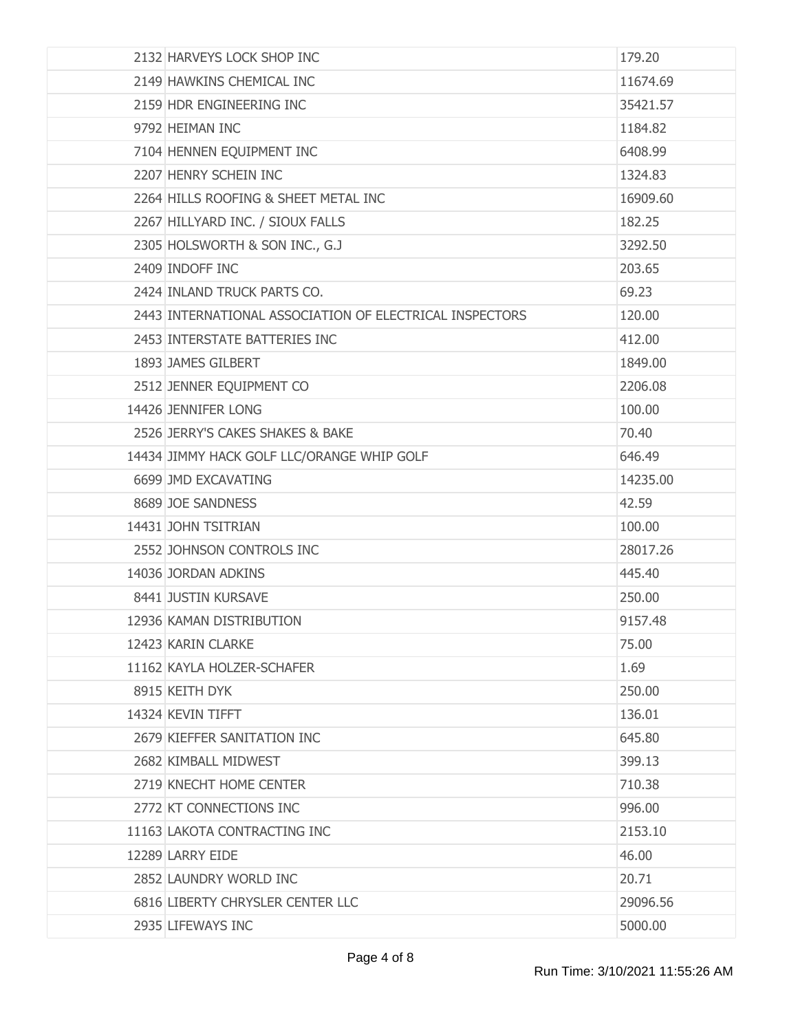| | | |
|---|---|---|
| 2132 | HARVEYS LOCK SHOP INC | 179.20 |
| 2149 | HAWKINS CHEMICAL INC | 11674.69 |
| 2159 | HDR ENGINEERING INC | 35421.57 |
| 9792 | HEIMAN INC | 1184.82 |
| 7104 | HENNEN EQUIPMENT INC | 6408.99 |
| 2207 | HENRY SCHEIN INC | 1324.83 |
| 2264 | HILLS ROOFING & SHEET METAL INC | 16909.60 |
| 2267 | HILLYARD INC. / SIOUX FALLS | 182.25 |
| 2305 | HOLSWORTH & SON INC., G.J | 3292.50 |
| 2409 | INDOFF INC | 203.65 |
| 2424 | INLAND TRUCK PARTS CO. | 69.23 |
| 2443 | INTERNATIONAL ASSOCIATION OF ELECTRICAL INSPECTORS | 120.00 |
| 2453 | INTERSTATE BATTERIES INC | 412.00 |
| 1893 | JAMES GILBERT | 1849.00 |
| 2512 | JENNER EQUIPMENT CO | 2206.08 |
| 14426 | JENNIFER LONG | 100.00 |
| 2526 | JERRY'S CAKES SHAKES & BAKE | 70.40 |
| 14434 | JIMMY HACK GOLF LLC/ORANGE WHIP GOLF | 646.49 |
| 6699 | JMD EXCAVATING | 14235.00 |
| 8689 | JOE SANDNESS | 42.59 |
| 14431 | JOHN TSITRIAN | 100.00 |
| 2552 | JOHNSON CONTROLS INC | 28017.26 |
| 14036 | JORDAN ADKINS | 445.40 |
| 8441 | JUSTIN KURSAVE | 250.00 |
| 12936 | KAMAN DISTRIBUTION | 9157.48 |
| 12423 | KARIN CLARKE | 75.00 |
| 11162 | KAYLA HOLZER-SCHAFER | 1.69 |
| 8915 | KEITH DYK | 250.00 |
| 14324 | KEVIN TIFFT | 136.01 |
| 2679 | KIEFFER SANITATION INC | 645.80 |
| 2682 | KIMBALL MIDWEST | 399.13 |
| 2719 | KNECHT HOME CENTER | 710.38 |
| 2772 | KT CONNECTIONS INC | 996.00 |
| 11163 | LAKOTA CONTRACTING INC | 2153.10 |
| 12289 | LARRY EIDE | 46.00 |
| 2852 | LAUNDRY WORLD INC | 20.71 |
| 6816 | LIBERTY CHRYSLER CENTER LLC | 29096.56 |
| 2935 | LIFEWAYS INC | 5000.00 |

Run Time: 3/10/2021 11:55:26 AM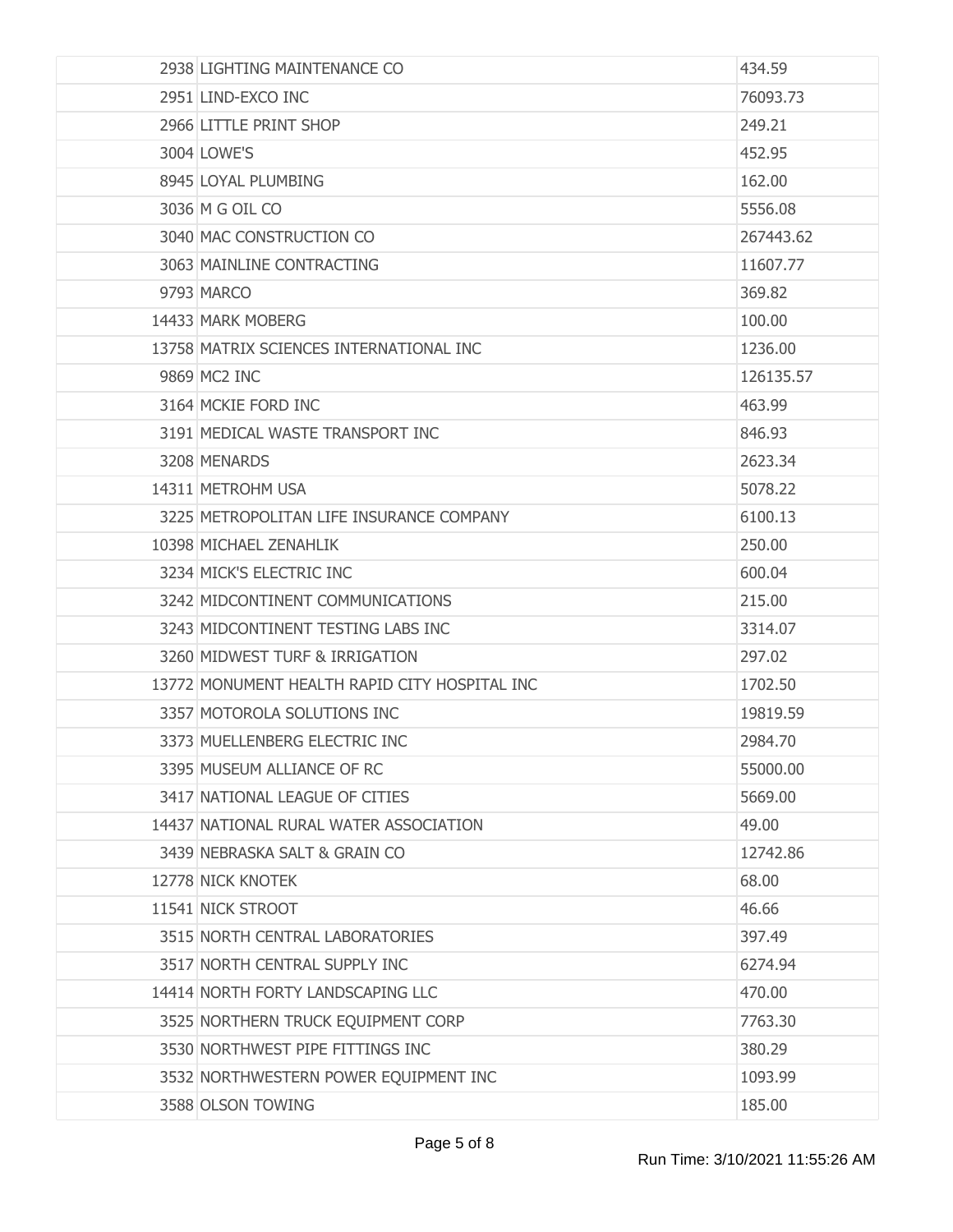| | | |
|---|---|---|
| 2938 | LIGHTING MAINTENANCE CO | 434.59 |
| 2951 | LIND-EXCO INC | 76093.73 |
| 2966 | LITTLE PRINT SHOP | 249.21 |
| 3004 | LOWE'S | 452.95 |
| 8945 | LOYAL PLUMBING | 162.00 |
| 3036 | M G OIL CO | 5556.08 |
| 3040 | MAC CONSTRUCTION CO | 267443.62 |
| 3063 | MAINLINE CONTRACTING | 11607.77 |
| 9793 | MARCO | 369.82 |
| 14433 | MARK MOBERG | 100.00 |
| 13758 | MATRIX SCIENCES INTERNATIONAL INC | 1236.00 |
| 9869 | MC2 INC | 126135.57 |
| 3164 | MCKIE FORD INC | 463.99 |
| 3191 | MEDICAL WASTE TRANSPORT INC | 846.93 |
| 3208 | MENARDS | 2623.34 |
| 14311 | METROHM USA | 5078.22 |
| 3225 | METROPOLITAN LIFE INSURANCE COMPANY | 6100.13 |
| 10398 | MICHAEL ZENAHLIK | 250.00 |
| 3234 | MICK'S ELECTRIC INC | 600.04 |
| 3242 | MIDCONTINENT COMMUNICATIONS | 215.00 |
| 3243 | MIDCONTINENT TESTING LABS INC | 3314.07 |
| 3260 | MIDWEST TURF & IRRIGATION | 297.02 |
| 13772 | MONUMENT HEALTH RAPID CITY HOSPITAL INC | 1702.50 |
| 3357 | MOTOROLA SOLUTIONS INC | 19819.59 |
| 3373 | MUELLENBERG ELECTRIC INC | 2984.70 |
| 3395 | MUSEUM ALLIANCE OF RC | 55000.00 |
| 3417 | NATIONAL LEAGUE OF CITIES | 5669.00 |
| 14437 | NATIONAL RURAL WATER ASSOCIATION | 49.00 |
| 3439 | NEBRASKA SALT & GRAIN CO | 12742.86 |
| 12778 | NICK KNOTEK | 68.00 |
| 11541 | NICK STROOT | 46.66 |
| 3515 | NORTH CENTRAL LABORATORIES | 397.49 |
| 3517 | NORTH CENTRAL SUPPLY INC | 6274.94 |
| 14414 | NORTH FORTY LANDSCAPING LLC | 470.00 |
| 3525 | NORTHERN TRUCK EQUIPMENT CORP | 7763.30 |
| 3530 | NORTHWEST PIPE FITTINGS INC | 380.29 |
| 3532 | NORTHWESTERN POWER EQUIPMENT INC | 1093.99 |
| 3588 | OLSON TOWING | 185.00 |

Run Time: 3/10/2021 11:55:26 AM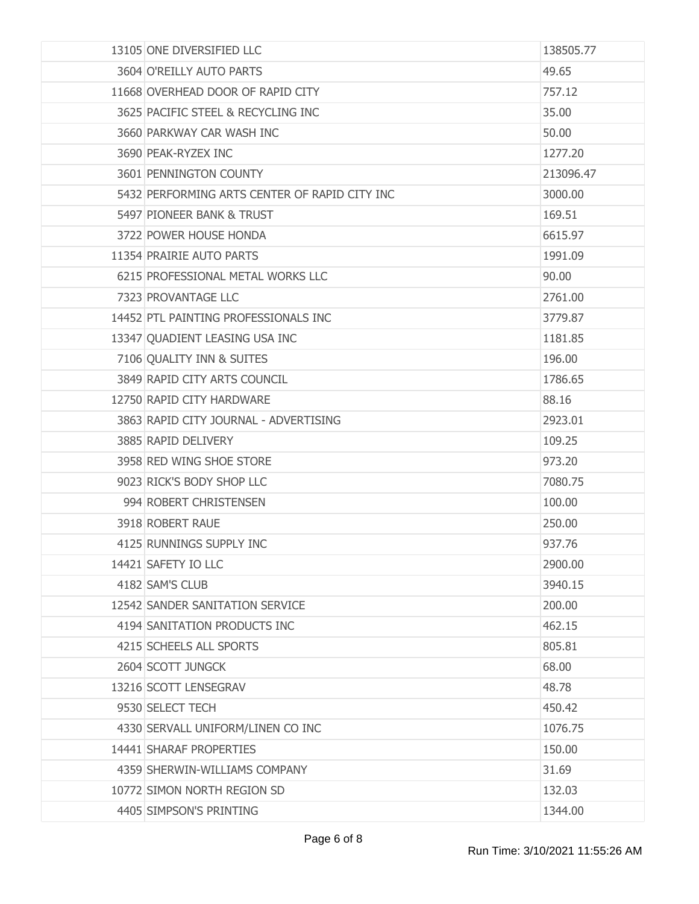| | | |
|---|---|---|
| 13105 | ONE DIVERSIFIED LLC | 138505.77 |
| 3604 | O'REILLY AUTO PARTS | 49.65 |
| 11668 | OVERHEAD DOOR OF RAPID CITY | 757.12 |
| 3625 | PACIFIC STEEL & RECYCLING INC | 35.00 |
| 3660 | PARKWAY CAR WASH INC | 50.00 |
| 3690 | PEAK-RYZEX INC | 1277.20 |
| 3601 | PENNINGTON COUNTY | 213096.47 |
| 5432 | PERFORMING ARTS CENTER OF RAPID CITY INC | 3000.00 |
| 5497 | PIONEER BANK & TRUST | 169.51 |
| 3722 | POWER HOUSE HONDA | 6615.97 |
| 11354 | PRAIRIE AUTO PARTS | 1991.09 |
| 6215 | PROFESSIONAL METAL WORKS LLC | 90.00 |
| 7323 | PROVANTAGE LLC | 2761.00 |
| 14452 | PTL PAINTING PROFESSIONALS INC | 3779.87 |
| 13347 | QUADIENT LEASING USA INC | 1181.85 |
| 7106 | QUALITY INN & SUITES | 196.00 |
| 3849 | RAPID CITY ARTS COUNCIL | 1786.65 |
| 12750 | RAPID CITY HARDWARE | 88.16 |
| 3863 | RAPID CITY JOURNAL - ADVERTISING | 2923.01 |
| 3885 | RAPID DELIVERY | 109.25 |
| 3958 | RED WING SHOE STORE | 973.20 |
| 9023 | RICK'S BODY SHOP LLC | 7080.75 |
| 994 | ROBERT CHRISTENSEN | 100.00 |
| 3918 | ROBERT RAUE | 250.00 |
| 4125 | RUNNINGS SUPPLY INC | 937.76 |
| 14421 | SAFETY IO LLC | 2900.00 |
| 4182 | SAM'S CLUB | 3940.15 |
| 12542 | SANDER SANITATION SERVICE | 200.00 |
| 4194 | SANITATION PRODUCTS INC | 462.15 |
| 4215 | SCHEELS ALL SPORTS | 805.81 |
| 2604 | SCOTT JUNGCK | 68.00 |
| 13216 | SCOTT LENSEGRAV | 48.78 |
| 9530 | SELECT TECH | 450.42 |
| 4330 | SERVALL UNIFORM/LINEN CO INC | 1076.75 |
| 14441 | SHARAF PROPERTIES | 150.00 |
| 4359 | SHERWIN-WILLIAMS COMPANY | 31.69 |
| 10772 | SIMON NORTH REGION SD | 132.03 |
| 4405 | SIMPSON'S PRINTING | 1344.00 |

Run Time: 3/10/2021 11:55:26 AM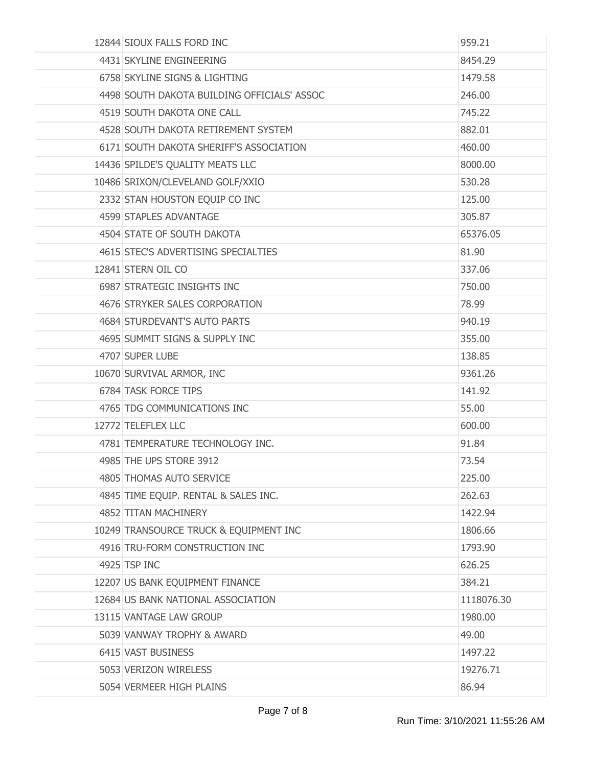| | | |
|---|---|---|
| 12844 | SIOUX FALLS FORD INC | 959.21 |
| 4431 | SKYLINE ENGINEERING | 8454.29 |
| 6758 | SKYLINE SIGNS & LIGHTING | 1479.58 |
| 4498 | SOUTH DAKOTA BUILDING OFFICIALS' ASSOC | 246.00 |
| 4519 | SOUTH DAKOTA ONE CALL | 745.22 |
| 4528 | SOUTH DAKOTA RETIREMENT SYSTEM | 882.01 |
| 6171 | SOUTH DAKOTA SHERIFF'S ASSOCIATION | 460.00 |
| 14436 | SPILDE'S QUALITY MEATS LLC | 8000.00 |
| 10486 | SRIXON/CLEVELAND GOLF/XXIO | 530.28 |
| 2332 | STAN HOUSTON EQUIP CO INC | 125.00 |
| 4599 | STAPLES ADVANTAGE | 305.87 |
| 4504 | STATE OF SOUTH DAKOTA | 65376.05 |
| 4615 | STEC'S ADVERTISING SPECIALTIES | 81.90 |
| 12841 | STERN OIL CO | 337.06 |
| 6987 | STRATEGIC INSIGHTS INC | 750.00 |
| 4676 | STRYKER SALES CORPORATION | 78.99 |
| 4684 | STURDEVANT'S AUTO PARTS | 940.19 |
| 4695 | SUMMIT SIGNS & SUPPLY INC | 355.00 |
| 4707 | SUPER LUBE | 138.85 |
| 10670 | SURVIVAL ARMOR, INC | 9361.26 |
| 6784 | TASK FORCE TIPS | 141.92 |
| 4765 | TDG COMMUNICATIONS INC | 55.00 |
| 12772 | TELEFLEX LLC | 600.00 |
| 4781 | TEMPERATURE TECHNOLOGY INC. | 91.84 |
| 4985 | THE UPS STORE 3912 | 73.54 |
| 4805 | THOMAS AUTO SERVICE | 225.00 |
| 4845 | TIME EQUIP. RENTAL & SALES INC. | 262.63 |
| 4852 | TITAN MACHINERY | 1422.94 |
| 10249 | TRANSOURCE TRUCK & EQUIPMENT INC | 1806.66 |
| 4916 | TRU-FORM CONSTRUCTION INC | 1793.90 |
| 4925 | TSP INC | 626.25 |
| 12207 | US BANK EQUIPMENT FINANCE | 384.21 |
| 12684 | US BANK NATIONAL ASSOCIATION | 1118076.30 |
| 13115 | VANTAGE LAW GROUP | 1980.00 |
| 5039 | VANWAY TROPHY & AWARD | 49.00 |
| 6415 | VAST BUSINESS | 1497.22 |
| 5053 | VERIZON WIRELESS | 19276.71 |
| 5054 | VERMEER HIGH PLAINS | 86.94 |

Run Time: 3/10/2021 11:55:26 AM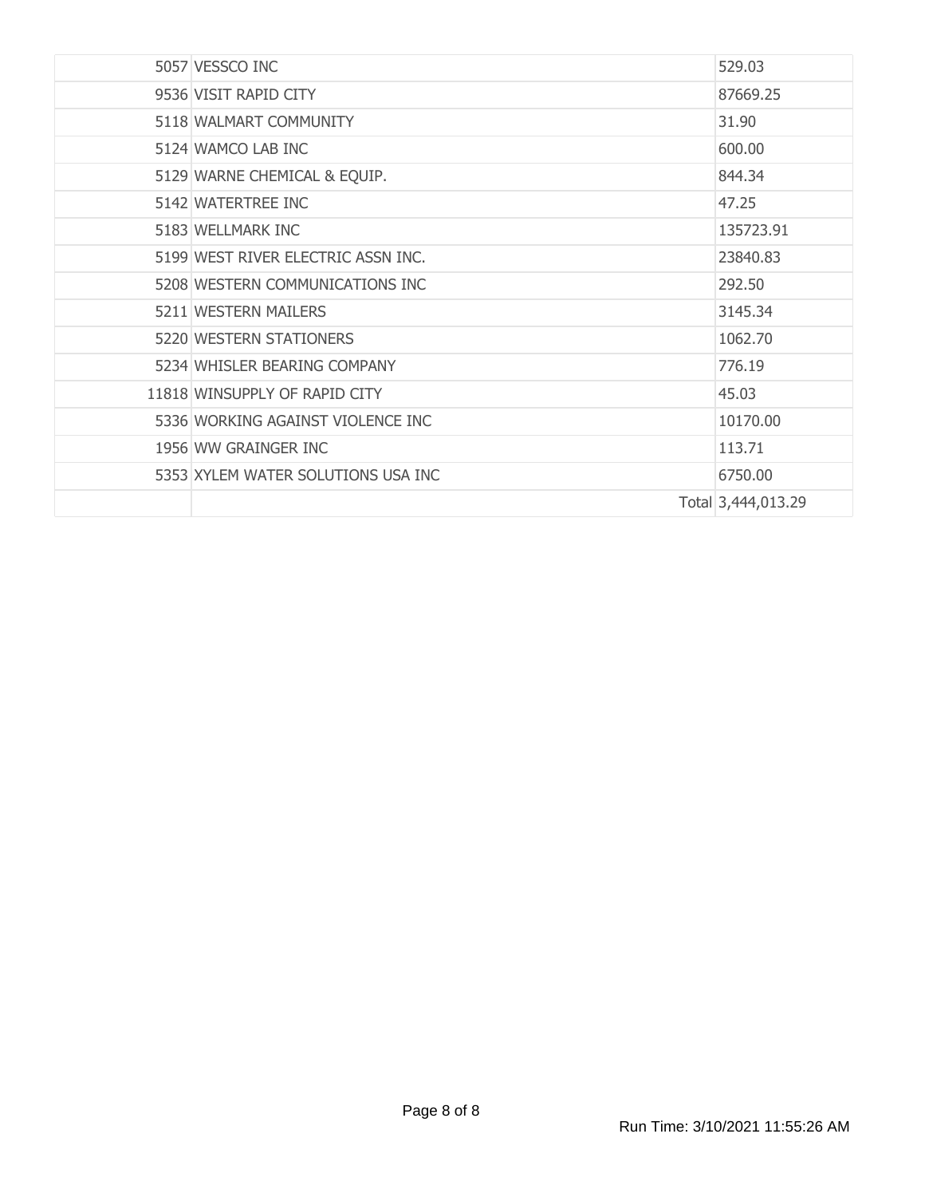| | | |
|---|---|---|
| 5057 | VESSCO INC | 529.03 |
| 9536 | VISIT RAPID CITY | 87669.25 |
| 5118 | WALMART COMMUNITY | 31.90 |
| 5124 | WAMCO LAB INC | 600.00 |
| 5129 | WARNE CHEMICAL & EQUIP. | 844.34 |
| 5142 | WATERTREE INC | 47.25 |
| 5183 | WELLMARK INC | 135723.91 |
| 5199 | WEST RIVER ELECTRIC ASSN INC. | 23840.83 |
| 5208 | WESTERN COMMUNICATIONS INC | 292.50 |
| 5211 | WESTERN MAILERS | 3145.34 |
| 5220 | WESTERN STATIONERS | 1062.70 |
| 5234 | WHISLER BEARING COMPANY | 776.19 |
| 11818 | WINSUPPLY OF RAPID CITY | 45.03 |
| 5336 | WORKING AGAINST VIOLENCE INC | 10170.00 |
| 1956 | WW GRAINGER INC | 113.71 |
| 5353 | XYLEM WATER SOLUTIONS USA INC | 6750.00 |
| | Total | 3,444,013.29 |

Run Time: 3/10/2021 11:55:26 AM